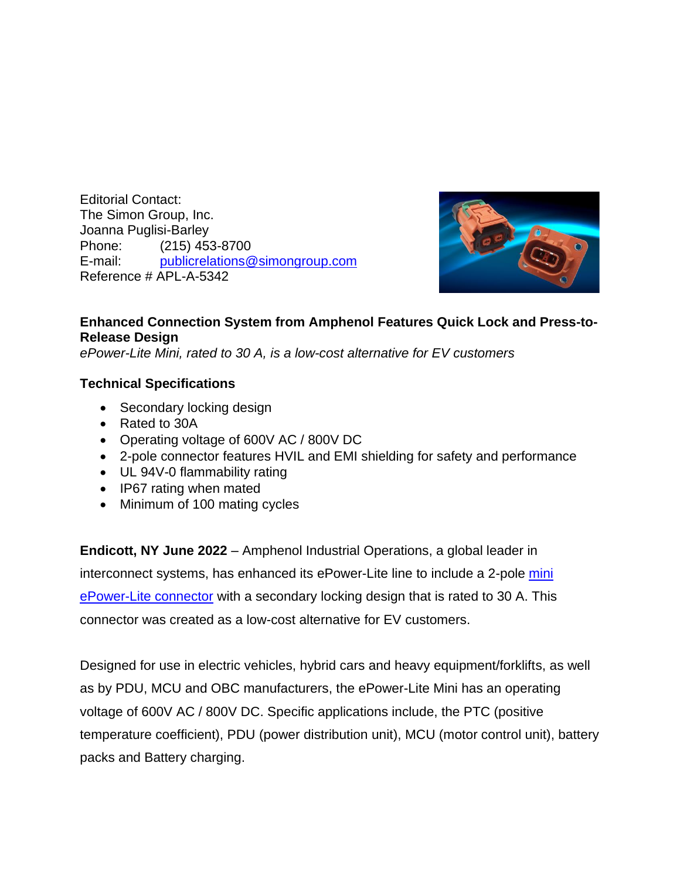Editorial Contact:
The Simon Group, Inc.
Joanna Puglisi-Barley
Phone: (215) 453-8700
E-mail: publicrelations@simongroup.com
Reference # APL-A-5342

**Enhanced Connection System from Amphenol Features Quick Lock and Press-to-Release Design**
*ePower-Lite Mini, rated to 30 A, is a low-cost alternative for EV customers*

**Technical Specifications**

- Secondary locking design
- Rated to 30A
- Operating voltage of 600V AC / 800V DC
- 2-pole connector features HVIL and EMI shielding for safety and performance
- UL 94V-0 flammability rating
- IP67 rating when mated
- Minimum of 100 mating cycles

**Endicott, NY June 2022** – Amphenol Industrial Operations, a global leader in interconnect systems, has enhanced its ePower-Lite line to include a 2-pole mini ePower-Lite connector with a secondary locking design that is rated to 30 A. This connector was created as a low-cost alternative for EV customers.

Designed for use in electric vehicles, hybrid cars and heavy equipment/forklifts, as well as by PDU, MCU and OBC manufacturers, the ePower-Lite Mini has an operating voltage of 600V AC / 800V DC. Specific applications include, the PTC (positive temperature coefficient), PDU (power distribution unit), MCU (motor control unit), battery packs and Battery charging.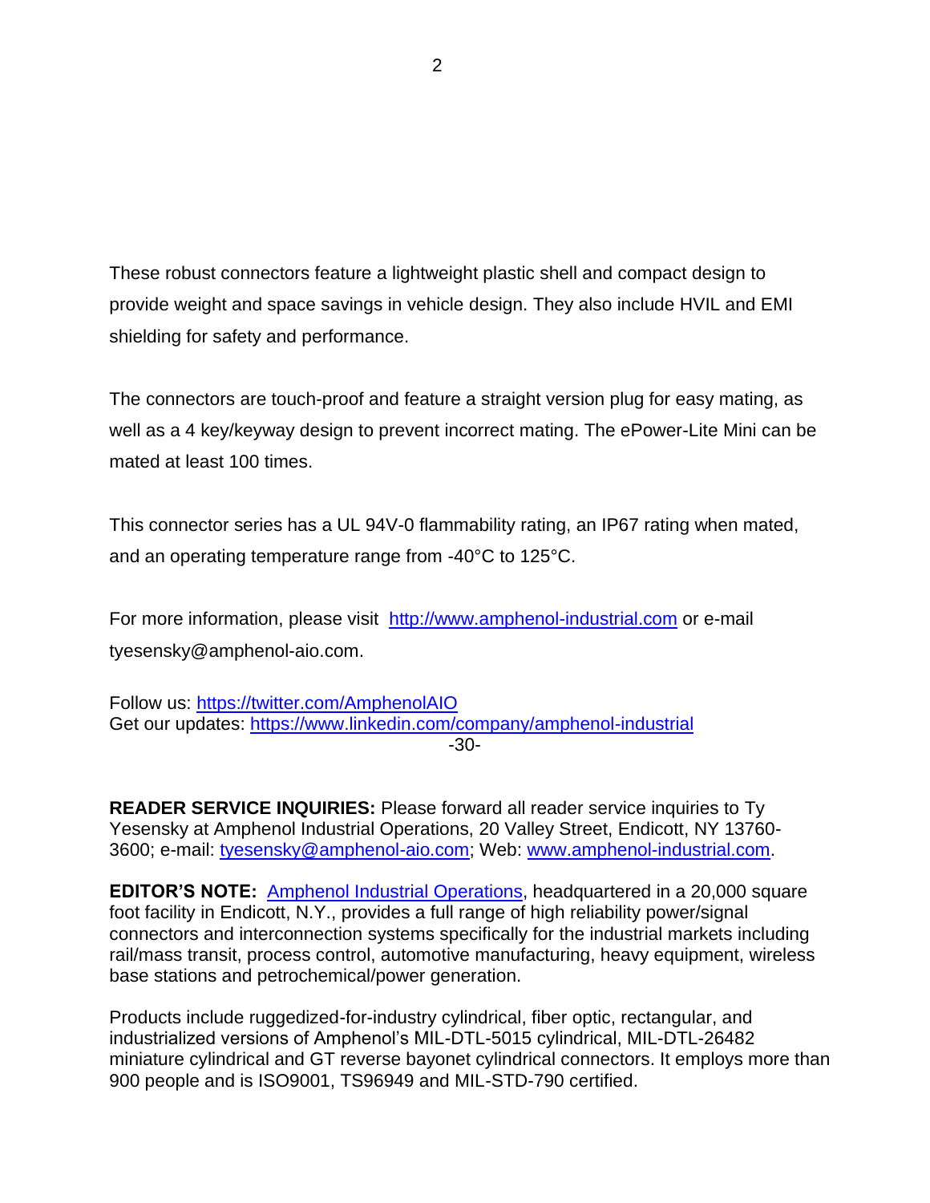These robust connectors feature a lightweight plastic shell and compact design to provide weight and space savings in vehicle design. They also include HVIL and EMI shielding for safety and performance.

The connectors are touch-proof and feature a straight version plug for easy mating, as well as a 4 key/keyway design to prevent incorrect mating. The ePower-Lite Mini can be mated at least 100 times.

This connector series has a UL 94V-0 flammability rating, an IP67 rating when mated, and an operating temperature range from -40°C to 125°C.

For more information, please visit [http://www.amphenol-industrial.com](http://www.amphenol-industrial.com) or e-mail tyesensky@amphenol-aio.com.

Follow us: [https://twitter.com/AmphenolAIO](https://twitter.com/AmphenolAIO)
Get our updates: [https://www.linkedin.com/company/amphenol-industrial](https://www.linkedin.com/company/amphenol-industrial)

-30-

**READER SERVICE INQUIRIES:** Please forward all reader service inquiries to Ty Yesensky at Amphenol Industrial Operations, 20 Valley Street, Endicott, NY 13760-3600; e-mail: [tyesensky@amphenol-aio.com](mailto:tyesensky@amphenol-aio.com); Web: [www.amphenol-industrial.com](http://www.amphenol-industrial.com).

**EDITOR'S NOTE:** [Amphenol Industrial Operations](http://www.amphenol-industrial.com), headquartered in a 20,000 square foot facility in Endicott, N.Y., provides a full range of high reliability power/signal connectors and interconnection systems specifically for the industrial markets including rail/mass transit, process control, automotive manufacturing, heavy equipment, wireless base stations and petrochemical/power generation.

Products include ruggedized-for-industry cylindrical, fiber optic, rectangular, and industrialized versions of Amphenol's MIL-DTL-5015 cylindrical, MIL-DTL-26482 miniature cylindrical and GT reverse bayonet cylindrical connectors. It employs more than 900 people and is ISO9001, TS96949 and MIL-STD-790 certified.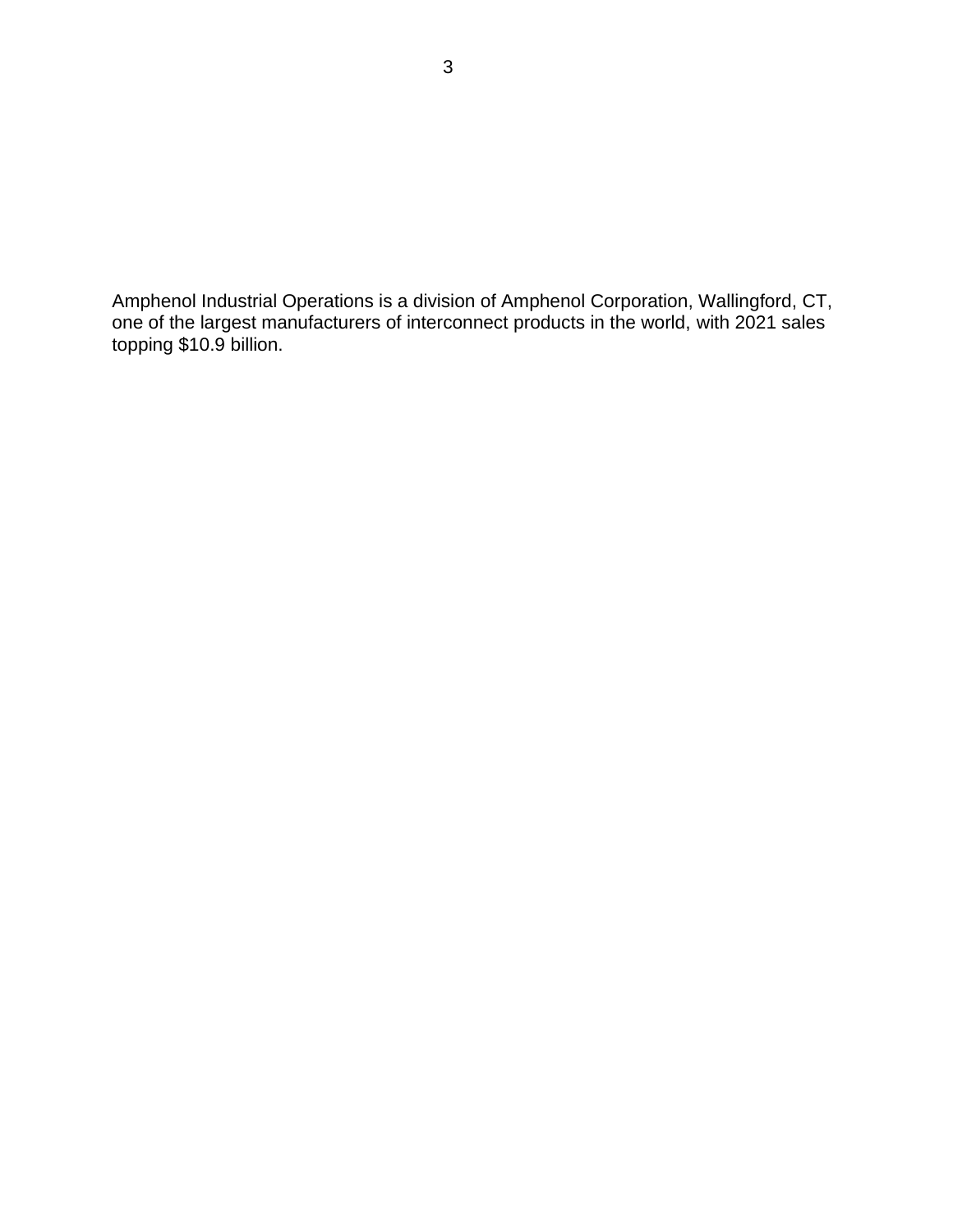Amphenol Industrial Operations is a division of Amphenol Corporation, Wallingford, CT, one of the largest manufacturers of interconnect products in the world, with 2021 sales topping $10.9 billion.